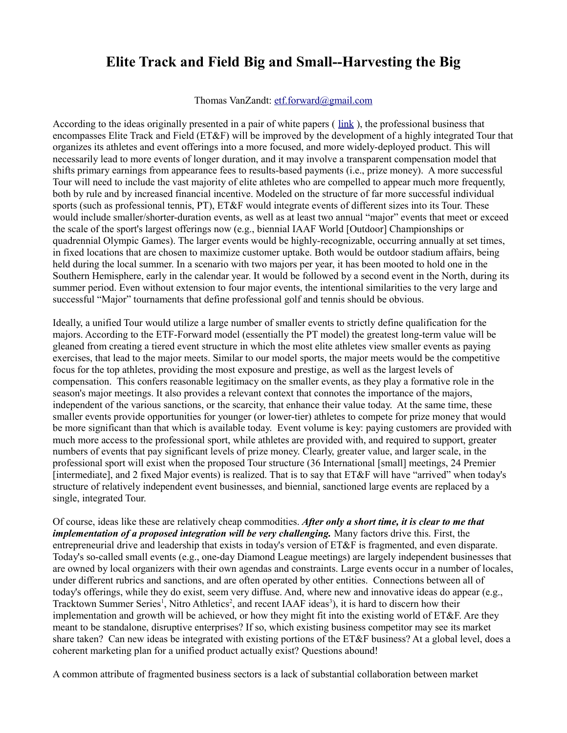# Elite Track and Field Big and Small--Harvesting the Big

Thomas VanZandt: etf.forward@gmail.com

According to the ideas originally presented in a pair of white papers ( link ), the professional business that encompasses Elite Track and Field (ET&F) will be improved by the development of a highly integrated Tour that organizes its athletes and event offerings into a more focused, and more widely-deployed product. This will necessarily lead to more events of longer duration, and it may involve a transparent compensation model that shifts primary earnings from appearance fees to results-based payments (i.e., prize money). A more successful Tour will need to include the vast majority of elite athletes who are compelled to appear much more frequently, both by rule and by increased financial incentive. Modeled on the structure of far more successful individual sports (such as professional tennis, PT), ET&F would integrate events of different sizes into its Tour. These would include smaller/shorter-duration events, as well as at least two annual "major" events that meet or exceed the scale of the sport's largest offerings now (e.g., biennial IAAF World [Outdoor] Championships or quadrennial Olympic Games). The larger events would be highly-recognizable, occurring annually at set times, in fixed locations that are chosen to maximize customer uptake. Both would be outdoor stadium affairs, being held during the local summer. In a scenario with two majors per year, it has been mooted to hold one in the Southern Hemisphere, early in the calendar year. It would be followed by a second event in the North, during its summer period. Even without extension to four major events, the intentional similarities to the very large and successful "Major" tournaments that define professional golf and tennis should be obvious.

Ideally, a unified Tour would utilize a large number of smaller events to strictly define qualification for the majors. According to the ETF-Forward model (essentially the PT model) the greatest long-term value will be gleaned from creating a tiered event structure in which the most elite athletes view smaller events as paying exercises, that lead to the major meets. Similar to our model sports, the major meets would be the competitive focus for the top athletes, providing the most exposure and prestige, as well as the largest levels of compensation. This confers reasonable legitimacy on the smaller events, as they play a formative role in the season's major meetings. It also provides a relevant context that connotes the importance of the majors, independent of the various sanctions, or the scarcity, that enhance their value today. At the same time, these smaller events provide opportunities for younger (or lower-tier) athletes to compete for prize money that would be more significant than that which is available today. Event volume is key: paying customers are provided with much more access to the professional sport, while athletes are provided with, and required to support, greater numbers of events that pay significant levels of prize money. Clearly, greater value, and larger scale, in the professional sport will exist when the proposed Tour structure (36 International [small] meetings, 24 Premier [intermediate], and 2 fixed Major events) is realized. That is to say that ET&F will have "arrived" when today's structure of relatively independent event businesses, and biennial, sanctioned large events are replaced by a single, integrated Tour.

Of course, ideas like these are relatively cheap commodities. ***After only a short time, it is clear to me that implementation of a proposed integration will be very challenging.*** Many factors drive this. First, the entrepreneurial drive and leadership that exists in today's version of ET&F is fragmented, and even disparate. Today's so-called small events (e.g., one-day Diamond League meetings) are largely independent businesses that are owned by local organizers with their own agendas and constraints. Large events occur in a number of locales, under different rubrics and sanctions, and are often operated by other entities. Connections between all of today's offerings, while they do exist, seem very diffuse. And, where new and innovative ideas do appear (e.g., Tracktown Summer Series[1], Nitro Athletics[2], and recent IAAF ideas[3]), it is hard to discern how their implementation and growth will be achieved, or how they might fit into the existing world of ET&F. Are they meant to be standalone, disruptive enterprises? If so, which existing business competitor may see its market share taken? Can new ideas be integrated with existing portions of the ET&F business? At a global level, does a coherent marketing plan for a unified product actually exist? Questions abound!

A common attribute of fragmented business sectors is a lack of substantial collaboration between market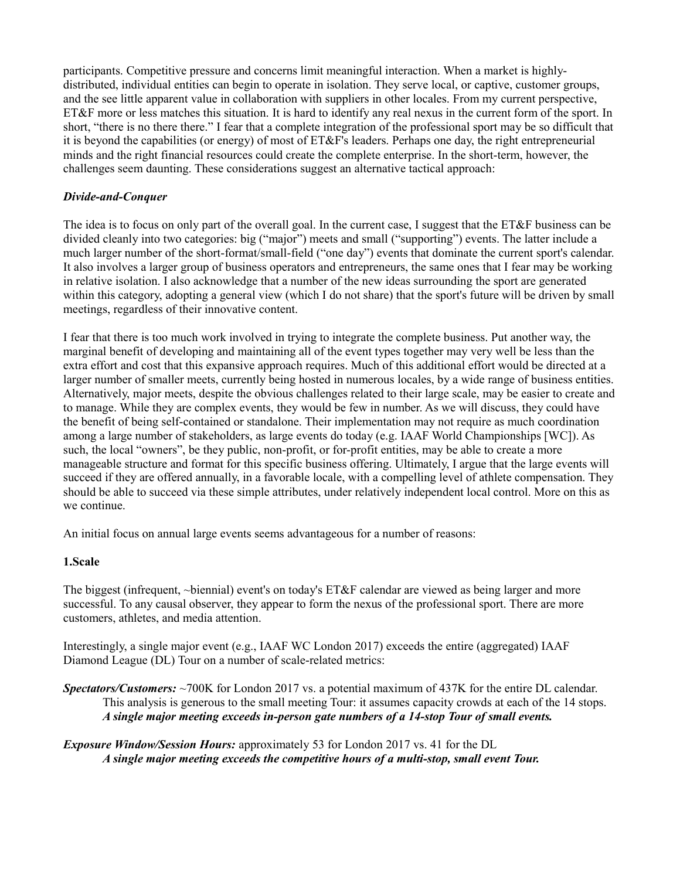participants. Competitive pressure and concerns limit meaningful interaction. When a market is highly-distributed, individual entities can begin to operate in isolation. They serve local, or captive, customer groups, and the see little apparent value in collaboration with suppliers in other locales. From my current perspective, ET&F more or less matches this situation. It is hard to identify any real nexus in the current form of the sport. In short, "there is no there there." I fear that a complete integration of the professional sport may be so difficult that it is beyond the capabilities (or energy) of most of ET&F's leaders. Perhaps one day, the right entrepreneurial minds and the right financial resources could create the complete enterprise. In the short-term, however, the challenges seem daunting. These considerations suggest an alternative tactical approach:

***Divide-and-Conquer***

The idea is to focus on only part of the overall goal. In the current case, I suggest that the ET&F business can be divided cleanly into two categories: big ("major") meets and small ("supporting") events. The latter include a much larger number of the short-format/small-field ("one day") events that dominate the current sport's calendar. It also involves a larger group of business operators and entrepreneurs, the same ones that I fear may be working in relative isolation. I also acknowledge that a number of the new ideas surrounding the sport are generated within this category, adopting a general view (which I do not share) that the sport's future will be driven by small meetings, regardless of their innovative content.

I fear that there is too much work involved in trying to integrate the complete business. Put another way, the marginal benefit of developing and maintaining all of the event types together may very well be less than the extra effort and cost that this expansive approach requires. Much of this additional effort would be directed at a larger number of smaller meets, currently being hosted in numerous locales, by a wide range of business entities. Alternatively, major meets, despite the obvious challenges related to their large scale, may be easier to create and to manage. While they are complex events, they would be few in number. As we will discuss, they could have the benefit of being self-contained or standalone. Their implementation may not require as much coordination among a large number of stakeholders, as large events do today (e.g. IAAF World Championships [WC]). As such, the local "owners", be they public, non-profit, or for-profit entities, may be able to create a more manageable structure and format for this specific business offering. Ultimately, I argue that the large events will succeed if they are offered annually, in a favorable locale, with a compelling level of athlete compensation. They should be able to succeed via these simple attributes, under relatively independent local control. More on this as we continue.

An initial focus on annual large events seems advantageous for a number of reasons:

**1.Scale**

The biggest (infrequent, ~biennial) event's on today's ET&F calendar are viewed as being larger and more successful. To any causal observer, they appear to form the nexus of the professional sport. There are more customers, athletes, and media attention.

Interestingly, a single major event (e.g., IAAF WC London 2017) exceeds the entire (aggregated) IAAF Diamond League (DL) Tour on a number of scale-related metrics:

***Spectators/Customers:*** ~700K for London 2017 vs. a potential maximum of 437K for the entire DL calendar. This analysis is generous to the small meeting Tour: it assumes capacity crowds at each of the 14 stops.
***A single major meeting exceeds in-person gate numbers of a 14-stop Tour of small events.***

***Exposure Window/Session Hours:*** approximately 53 for London 2017 vs. 41 for the DL
***A single major meeting exceeds the competitive hours of a multi-stop, small event Tour.***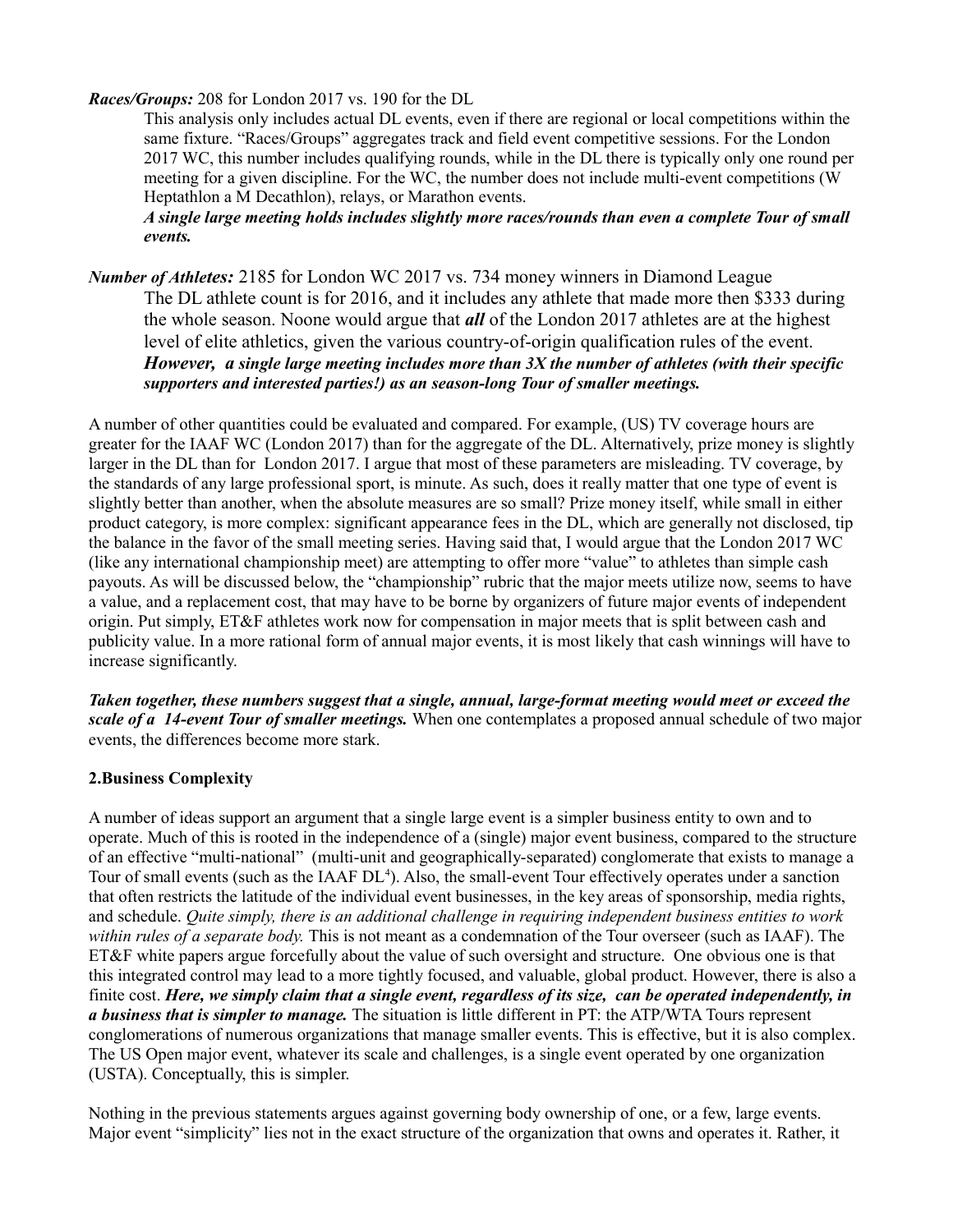***Races/Groups:*** 208 for London 2017 vs. 190 for the DL

This analysis only includes actual DL events, even if there are regional or local competitions within the same fixture. "Races/Groups" aggregates track and field event competitive sessions. For the London 2017 WC, this number includes qualifying rounds, while in the DL there is typically only one round per meeting for a given discipline. For the WC, the number does not include multi-event competitions (W Heptathlon a M Decathlon), relays, or Marathon events.

***A single large meeting holds includes slightly more races/rounds than even a complete Tour of small events.***

***Number of Athletes:*** 2185 for London WC 2017 vs. 734 money winners in Diamond League

The DL athlete count is for 2016, and it includes any athlete that made more then $333 during the whole season. Noone would argue that ***all*** of the London 2017 athletes are at the highest level of elite athletics, given the various country-of-origin qualification rules of the event. ***However, a single large meeting includes more than 3X the number of athletes (with their specific supporters and interested parties!) as an season-long Tour of smaller meetings.***

A number of other quantities could be evaluated and compared. For example, (US) TV coverage hours are greater for the IAAF WC (London 2017) than for the aggregate of the DL. Alternatively, prize money is slightly larger in the DL than for London 2017. I argue that most of these parameters are misleading. TV coverage, by the standards of any large professional sport, is minute. As such, does it really matter that one type of event is slightly better than another, when the absolute measures are so small? Prize money itself, while small in either product category, is more complex: significant appearance fees in the DL, which are generally not disclosed, tip the balance in the favor of the small meeting series. Having said that, I would argue that the London 2017 WC (like any international championship meet) are attempting to offer more "value" to athletes than simple cash payouts. As will be discussed below, the "championship" rubric that the major meets utilize now, seems to have a value, and a replacement cost, that may have to be borne by organizers of future major events of independent origin. Put simply, ET&F athletes work now for compensation in major meets that is split between cash and publicity value. In a more rational form of annual major events, it is most likely that cash winnings will have to increase significantly.

***Taken together, these numbers suggest that a single, annual, large-format meeting would meet or exceed the scale of a 14-event Tour of smaller meetings.*** When one contemplates a proposed annual schedule of two major events, the differences become more stark.

## 2.Business Complexity

A number of ideas support an argument that a single large event is a simpler business entity to own and to operate. Much of this is rooted in the independence of a (single) major event business, compared to the structure of an effective "multi-national" (multi-unit and geographically-separated) conglomerate that exists to manage a Tour of small events (such as the IAAF DL[4]). Also, the small-event Tour effectively operates under a sanction that often restricts the latitude of the individual event businesses, in the key areas of sponsorship, media rights, and schedule. *Quite simply, there is an additional challenge in requiring independent business entities to work within rules of a separate body.* This is not meant as a condemnation of the Tour overseer (such as IAAF). The ET&F white papers argue forcefully about the value of such oversight and structure. One obvious one is that this integrated control may lead to a more tightly focused, and valuable, global product. However, there is also a finite cost. ***Here, we simply claim that a single event, regardless of its size, can be operated independently, in a business that is simpler to manage.*** The situation is little different in PT: the ATP/WTA Tours represent conglomerations of numerous organizations that manage smaller events. This is effective, but it is also complex. The US Open major event, whatever its scale and challenges, is a single event operated by one organization (USTA). Conceptually, this is simpler.

Nothing in the previous statements argues against governing body ownership of one, or a few, large events. Major event "simplicity" lies not in the exact structure of the organization that owns and operates it. Rather, it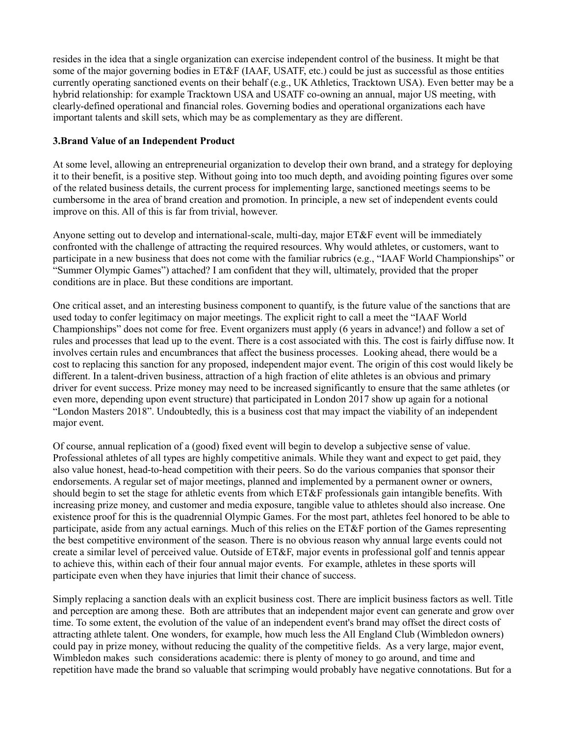resides in the idea that a single organization can exercise independent control of the business. It might be that some of the major governing bodies in ET&F (IAAF, USATF, etc.) could be just as successful as those entities currently operating sanctioned events on their behalf (e.g., UK Athletics, Tracktown USA). Even better may be a hybrid relationship: for example Tracktown USA and USATF co-owning an annual, major US meeting, with clearly-defined operational and financial roles. Governing bodies and operational organizations each have important talents and skill sets, which may be as complementary as they are different.

### 3.Brand Value of an Independent Product

At some level, allowing an entrepreneurial organization to develop their own brand, and a strategy for deploying it to their benefit, is a positive step. Without going into too much depth, and avoiding pointing figures over some of the related business details, the current process for implementing large, sanctioned meetings seems to be cumbersome in the area of brand creation and promotion. In principle, a new set of independent events could improve on this. All of this is far from trivial, however.

Anyone setting out to develop and international-scale, multi-day, major ET&F event will be immediately confronted with the challenge of attracting the required resources. Why would athletes, or customers, want to participate in a new business that does not come with the familiar rubrics (e.g., "IAAF World Championships" or "Summer Olympic Games") attached? I am confident that they will, ultimately, provided that the proper conditions are in place. But these conditions are important.

One critical asset, and an interesting business component to quantify, is the future value of the sanctions that are used today to confer legitimacy on major meetings. The explicit right to call a meet the "IAAF World Championships" does not come for free. Event organizers must apply (6 years in advance!) and follow a set of rules and processes that lead up to the event. There is a cost associated with this. The cost is fairly diffuse now. It involves certain rules and encumbrances that affect the business processes. Looking ahead, there would be a cost to replacing this sanction for any proposed, independent major event. The origin of this cost would likely be different. In a talent-driven business, attraction of a high fraction of elite athletes is an obvious and primary driver for event success. Prize money may need to be increased significantly to ensure that the same athletes (or even more, depending upon event structure) that participated in London 2017 show up again for a notional "London Masters 2018". Undoubtedly, this is a business cost that may impact the viability of an independent major event.

Of course, annual replication of a (good) fixed event will begin to develop a subjective sense of value. Professional athletes of all types are highly competitive animals. While they want and expect to get paid, they also value honest, head-to-head competition with their peers. So do the various companies that sponsor their endorsements. A regular set of major meetings, planned and implemented by a permanent owner or owners, should begin to set the stage for athletic events from which ET&F professionals gain intangible benefits. With increasing prize money, and customer and media exposure, tangible value to athletes should also increase. One existence proof for this is the quadrennial Olympic Games. For the most part, athletes feel honored to be able to participate, aside from any actual earnings. Much of this relies on the ET&F portion of the Games representing the best competitive environment of the season. There is no obvious reason why annual large events could not create a similar level of perceived value. Outside of ET&F, major events in professional golf and tennis appear to achieve this, within each of their four annual major events. For example, athletes in these sports will participate even when they have injuries that limit their chance of success.

Simply replacing a sanction deals with an explicit business cost. There are implicit business factors as well. Title and perception are among these. Both are attributes that an independent major event can generate and grow over time. To some extent, the evolution of the value of an independent event's brand may offset the direct costs of attracting athlete talent. One wonders, for example, how much less the All England Club (Wimbledon owners) could pay in prize money, without reducing the quality of the competitive fields. As a very large, major event, Wimbledon makes such considerations academic: there is plenty of money to go around, and time and repetition have made the brand so valuable that scrimping would probably have negative connotations. But for a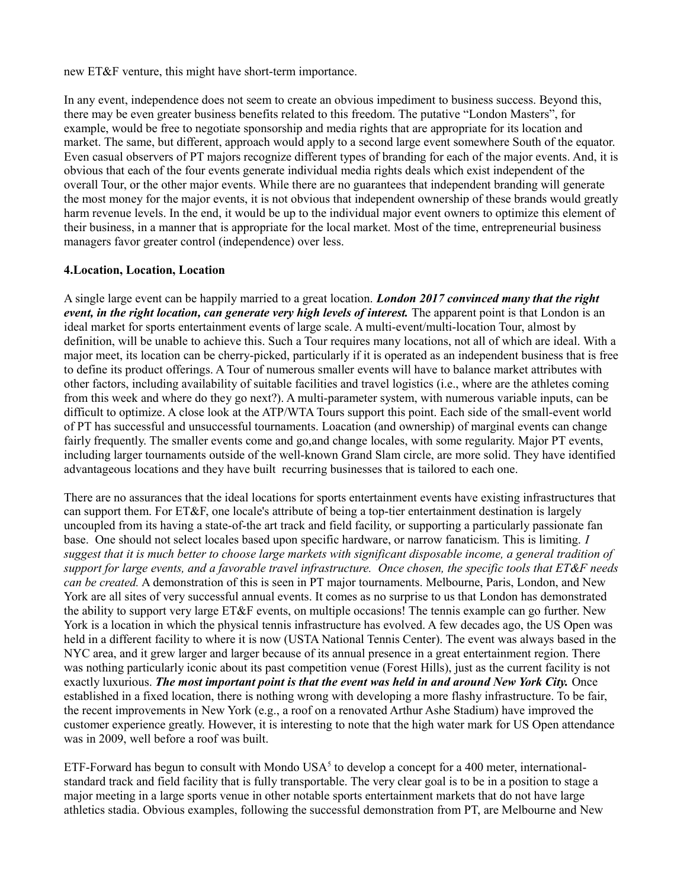new ET&F venture, this might have short-term importance.

In any event, independence does not seem to create an obvious impediment to business success. Beyond this, there may be even greater business benefits related to this freedom. The putative "London Masters", for example, would be free to negotiate sponsorship and media rights that are appropriate for its location and market. The same, but different, approach would apply to a second large event somewhere South of the equator. Even casual observers of PT majors recognize different types of branding for each of the major events. And, it is obvious that each of the four events generate individual media rights deals which exist independent of the overall Tour, or the other major events. While there are no guarantees that independent branding will generate the most money for the major events, it is not obvious that independent ownership of these brands would greatly harm revenue levels. In the end, it would be up to the individual major event owners to optimize this element of their business, in a manner that is appropriate for the local market. Most of the time, entrepreneurial business managers favor greater control (independence) over less.

**4.Location, Location, Location**

A single large event can be happily married to a great location. ***London 2017 convinced many that the right event, in the right location, can generate very high levels of interest.*** The apparent point is that London is an ideal market for sports entertainment events of large scale. A multi-event/multi-location Tour, almost by definition, will be unable to achieve this. Such a Tour requires many locations, not all of which are ideal. With a major meet, its location can be cherry-picked, particularly if it is operated as an independent business that is free to define its product offerings. A Tour of numerous smaller events will have to balance market attributes with other factors, including availability of suitable facilities and travel logistics (i.e., where are the athletes coming from this week and where do they go next?). A multi-parameter system, with numerous variable inputs, can be difficult to optimize. A close look at the ATP/WTA Tours support this point. Each side of the small-event world of PT has successful and unsuccessful tournaments. Loacation (and ownership) of marginal events can change fairly frequently. The smaller events come and go,and change locales, with some regularity. Major PT events, including larger tournaments outside of the well-known Grand Slam circle, are more solid. They have identified advantageous locations and they have built recurring businesses that is tailored to each one.

There are no assurances that the ideal locations for sports entertainment events have existing infrastructures that can support them. For ET&F, one locale's attribute of being a top-tier entertainment destination is largely uncoupled from its having a state-of-the art track and field facility, or supporting a particularly passionate fan base. One should not select locales based upon specific hardware, or narrow fanaticism. This is limiting. *I suggest that it is much better to choose large markets with significant disposable income, a general tradition of support for large events, and a favorable travel infrastructure. Once chosen, the specific tools that ET&F needs can be created.* A demonstration of this is seen in PT major tournaments. Melbourne, Paris, London, and New York are all sites of very successful annual events. It comes as no surprise to us that London has demonstrated the ability to support very large ET&F events, on multiple occasions! The tennis example can go further. New York is a location in which the physical tennis infrastructure has evolved. A few decades ago, the US Open was held in a different facility to where it is now (USTA National Tennis Center). The event was always based in the NYC area, and it grew larger and larger because of its annual presence in a great entertainment region. There was nothing particularly iconic about its past competition venue (Forest Hills), just as the current facility is not exactly luxurious. ***The most important point is that the event was held in and around New York City.*** Once established in a fixed location, there is nothing wrong with developing a more flashy infrastructure. To be fair, the recent improvements in New York (e.g., a roof on a renovated Arthur Ashe Stadium) have improved the customer experience greatly. However, it is interesting to note that the high water mark for US Open attendance was in 2009, well before a roof was built.

ETF-Forward has begun to consult with Mondo USA[5] to develop a concept for a 400 meter, international-standard track and field facility that is fully transportable. The very clear goal is to be in a position to stage a major meeting in a large sports venue in other notable sports entertainment markets that do not have large athletics stadia. Obvious examples, following the successful demonstration from PT, are Melbourne and New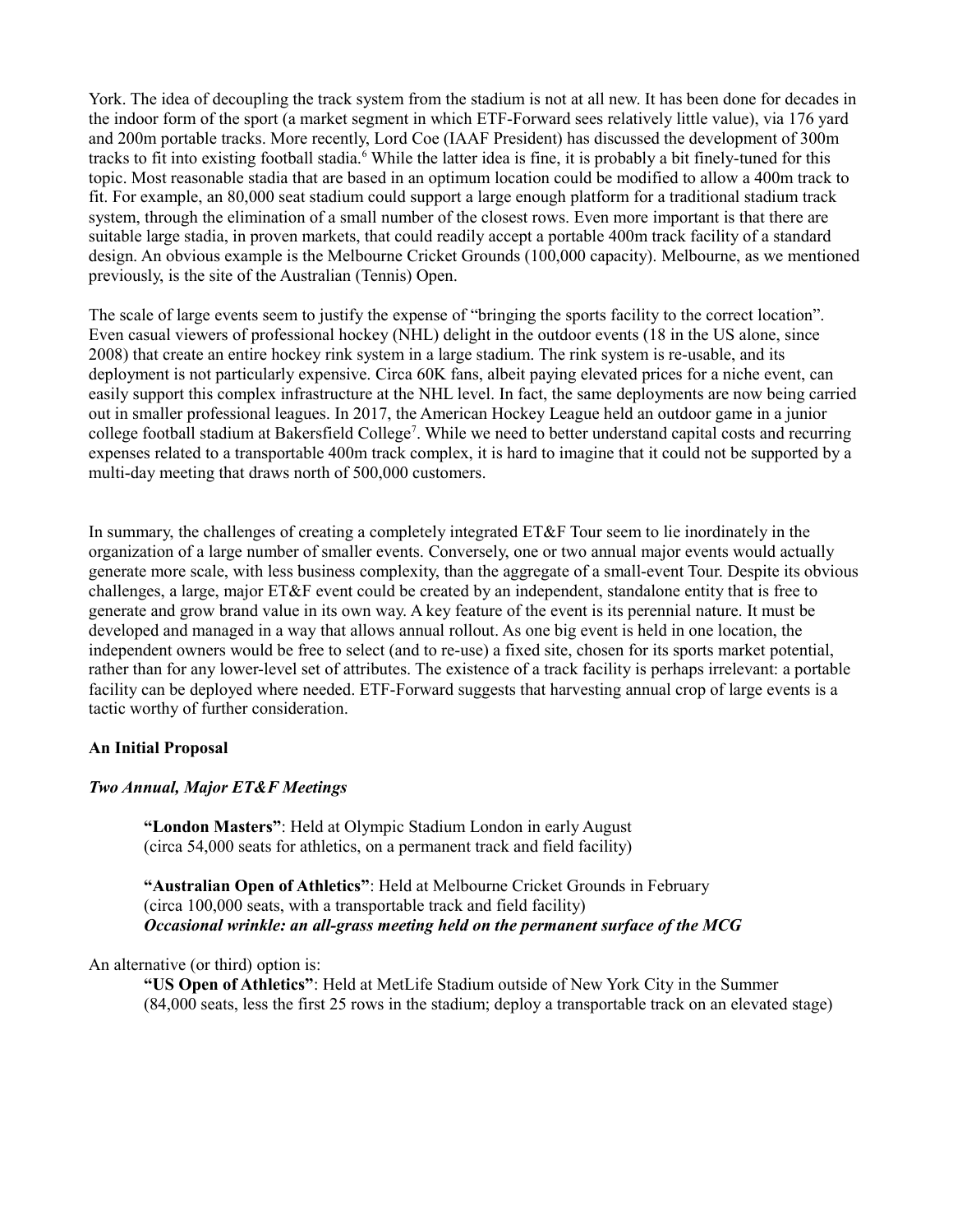York. The idea of decoupling the track system from the stadium is not at all new. It has been done for decades in the indoor form of the sport (a market segment in which ETF-Forward sees relatively little value), via 176 yard and 200m portable tracks. More recently, Lord Coe (IAAF President) has discussed the development of 300m tracks to fit into existing football stadia.[6] While the latter idea is fine, it is probably a bit finely-tuned for this topic. Most reasonable stadia that are based in an optimum location could be modified to allow a 400m track to fit. For example, an 80,000 seat stadium could support a large enough platform for a traditional stadium track system, through the elimination of a small number of the closest rows. Even more important is that there are suitable large stadia, in proven markets, that could readily accept a portable 400m track facility of a standard design. An obvious example is the Melbourne Cricket Grounds (100,000 capacity). Melbourne, as we mentioned previously, is the site of the Australian (Tennis) Open.

The scale of large events seem to justify the expense of "bringing the sports facility to the correct location". Even casual viewers of professional hockey (NHL) delight in the outdoor events (18 in the US alone, since 2008) that create an entire hockey rink system in a large stadium. The rink system is re-usable, and its deployment is not particularly expensive. Circa 60K fans, albeit paying elevated prices for a niche event, can easily support this complex infrastructure at the NHL level. In fact, the same deployments are now being carried out in smaller professional leagues. In 2017, the American Hockey League held an outdoor game in a junior college football stadium at Bakersfield College[7]. While we need to better understand capital costs and recurring expenses related to a transportable 400m track complex, it is hard to imagine that it could not be supported by a multi-day meeting that draws north of 500,000 customers.

In summary, the challenges of creating a completely integrated ET&F Tour seem to lie inordinately in the organization of a large number of smaller events. Conversely, one or two annual major events would actually generate more scale, with less business complexity, than the aggregate of a small-event Tour. Despite its obvious challenges, a large, major ET&F event could be created by an independent, standalone entity that is free to generate and grow brand value in its own way. A key feature of the event is its perennial nature. It must be developed and managed in a way that allows annual rollout. As one big event is held in one location, the independent owners would be free to select (and to re-use) a fixed site, chosen for its sports market potential, rather than for any lower-level set of attributes. The existence of a track facility is perhaps irrelevant: a portable facility can be deployed where needed. ETF-Forward suggests that harvesting annual crop of large events is a tactic worthy of further consideration.

**An Initial Proposal**

***Two Annual, Major ET&F Meetings***

> **"London Masters"**: Held at Olympic Stadium London in early August
> (circa 54,000 seats for athletics, on a permanent track and field facility)
>
> **"Australian Open of Athletics"**: Held at Melbourne Cricket Grounds in February
> (circa 100,000 seats, with a transportable track and field facility)
> ***Occasional wrinkle: an all-grass meeting held on the permanent surface of the MCG***

An alternative (or third) option is:

> **"US Open of Athletics"**: Held at MetLife Stadium outside of New York City in the Summer
> (84,000 seats, less the first 25 rows in the stadium; deploy a transportable track on an elevated stage)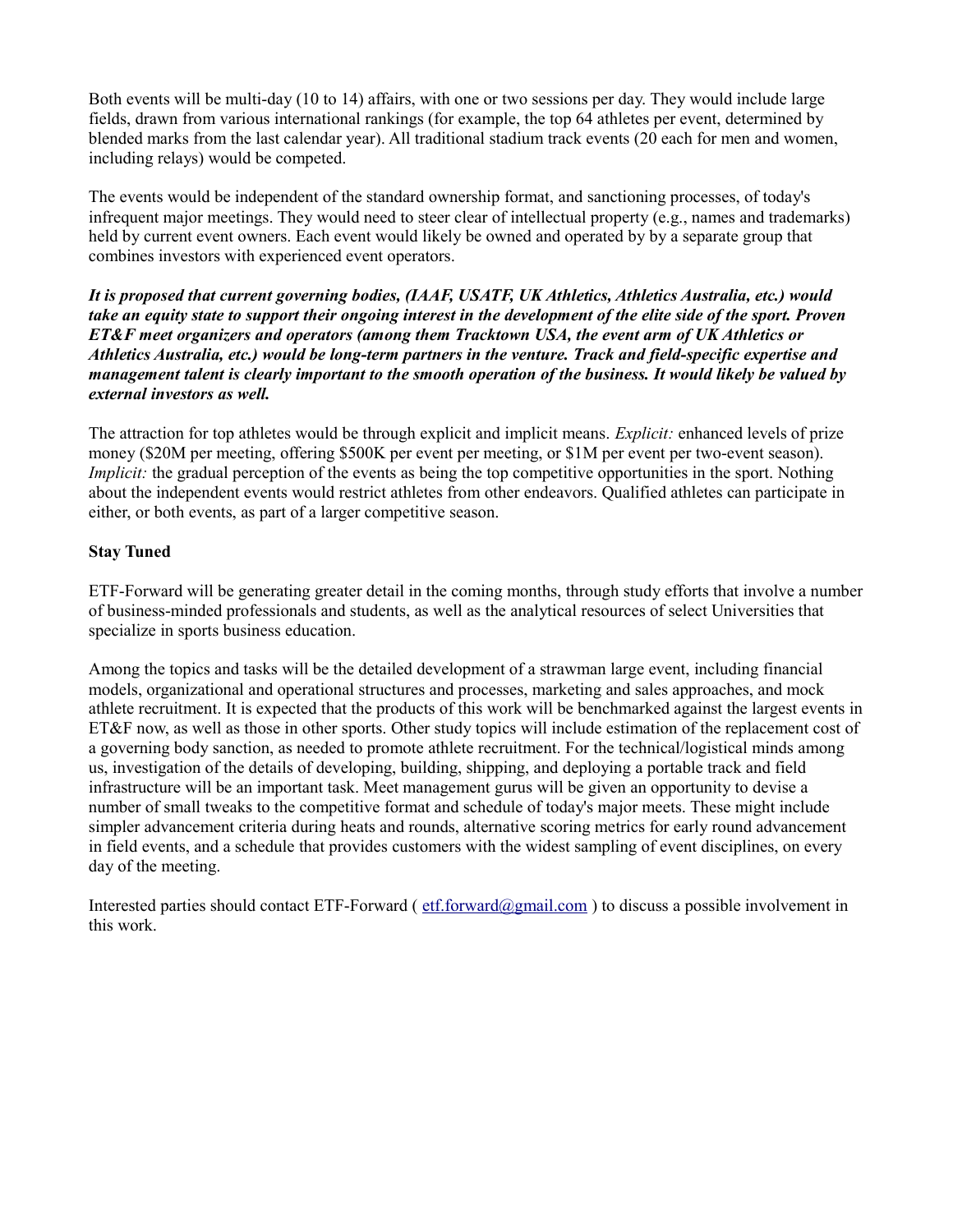Both events will be multi-day (10 to 14) affairs, with one or two sessions per day. They would include large fields, drawn from various international rankings (for example, the top 64 athletes per event, determined by blended marks from the last calendar year). All traditional stadium track events (20 each for men and women, including relays) would be competed.

The events would be independent of the standard ownership format, and sanctioning processes, of today's infrequent major meetings. They would need to steer clear of intellectual property (e.g., names and trademarks) held by current event owners. Each event would likely be owned and operated by by a separate group that combines investors with experienced event operators.

***It is proposed that current governing bodies, (IAAF, USATF, UK Athletics, Athletics Australia, etc.) would take an equity state to support their ongoing interest in the development of the elite side of the sport. Proven ET&F meet organizers and operators (among them Tracktown USA, the event arm of UK Athletics or Athletics Australia, etc.) would be long-term partners in the venture. Track and field-specific expertise and management talent is clearly important to the smooth operation of the business. It would likely be valued by external investors as well.***

The attraction for top athletes would be through explicit and implicit means. *Explicit:* enhanced levels of prize money ($20M per meeting, offering $500K per event per meeting, or $1M per event per two-event season). *Implicit:* the gradual perception of the events as being the top competitive opportunities in the sport. Nothing about the independent events would restrict athletes from other endeavors. Qualified athletes can participate in either, or both events, as part of a larger competitive season.

**Stay Tuned**

ETF-Forward will be generating greater detail in the coming months, through study efforts that involve a number of business-minded professionals and students, as well as the analytical resources of select Universities that specialize in sports business education.

Among the topics and tasks will be the detailed development of a strawman large event, including financial models, organizational and operational structures and processes, marketing and sales approaches, and mock athlete recruitment. It is expected that the products of this work will be benchmarked against the largest events in ET&F now, as well as those in other sports. Other study topics will include estimation of the replacement cost of a governing body sanction, as needed to promote athlete recruitment. For the technical/logistical minds among us, investigation of the details of developing, building, shipping, and deploying a portable track and field infrastructure will be an important task. Meet management gurus will be given an opportunity to devise a number of small tweaks to the competitive format and schedule of today's major meets. These might include simpler advancement criteria during heats and rounds, alternative scoring metrics for early round advancement in field events, and a schedule that provides customers with the widest sampling of event disciplines, on every day of the meeting.

Interested parties should contact ETF-Forward ( etf.forward@gmail.com ) to discuss a possible involvement in this work.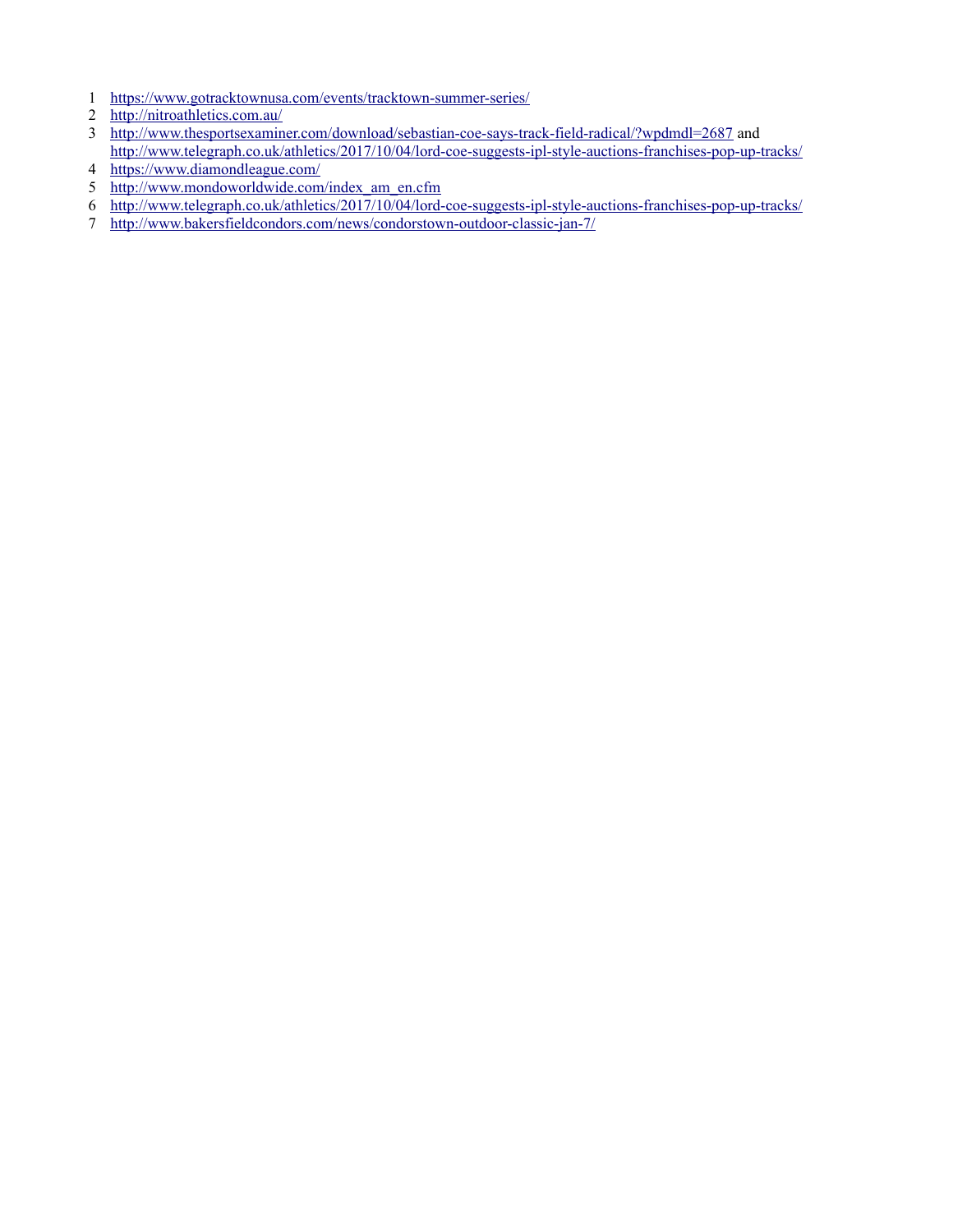1 https://www.gotracktownusa.com/events/tracktown-summer-series/
2 http://nitroathletics.com.au/
3 http://www.thesportsexaminer.com/download/sebastian-coe-says-track-field-radical/?wpdmdl=2687 and http://www.telegraph.co.uk/athletics/2017/10/04/lord-coe-suggests-ipl-style-auctions-franchises-pop-up-tracks/
4 https://www.diamondleague.com/
5 http://www.mondoworldwide.com/index_am_en.cfm
6 http://www.telegraph.co.uk/athletics/2017/10/04/lord-coe-suggests-ipl-style-auctions-franchises-pop-up-tracks/
7 http://www.bakersfieldcondors.com/news/condorstown-outdoor-classic-jan-7/